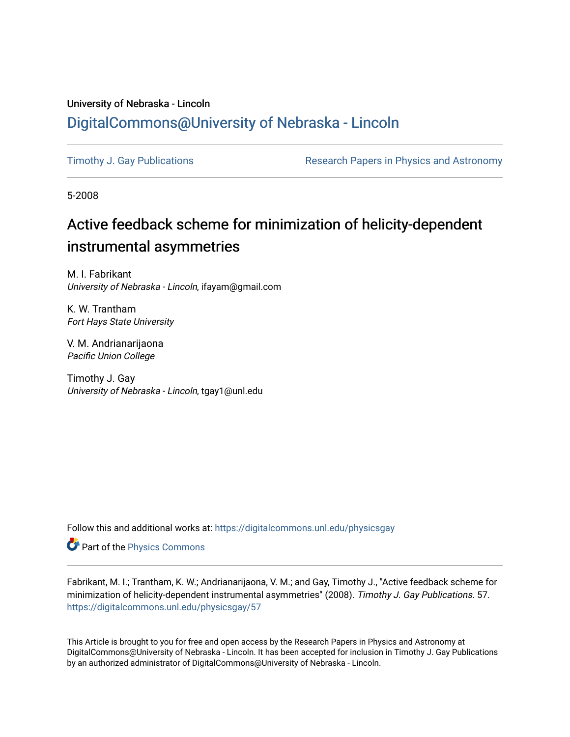University of Nebraska - Lincoln

## DigitalCommons@University of Nebraska - Lincoln

Timothy J. Gay Publications | Research Papers in Physics and Astronomy

5-2008

# Active feedback scheme for minimization of helicity-dependent instrumental asymmetries

M. I. Fabrikant
*University of Nebraska - Lincoln*, ifayam@gmail.com

K. W. Trantham
*Fort Hays State University*

V. M. Andrianarijaona
*Pacific Union College*

Timothy J. Gay
*University of Nebraska - Lincoln*, tgay1@unl.edu

Follow this and additional works at: https://digitalcommons.unl.edu/physicsgay

Part of the Physics Commons

Fabrikant, M. I.; Trantham, K. W.; Andrianarijaona, V. M.; and Gay, Timothy J., "Active feedback scheme for minimization of helicity-dependent instrumental asymmetries" (2008). *Timothy J. Gay Publications*. 57. https://digitalcommons.unl.edu/physicsgay/57

This Article is brought to you for free and open access by the Research Papers in Physics and Astronomy at DigitalCommons@University of Nebraska - Lincoln. It has been accepted for inclusion in Timothy J. Gay Publications by an authorized administrator of DigitalCommons@University of Nebraska - Lincoln.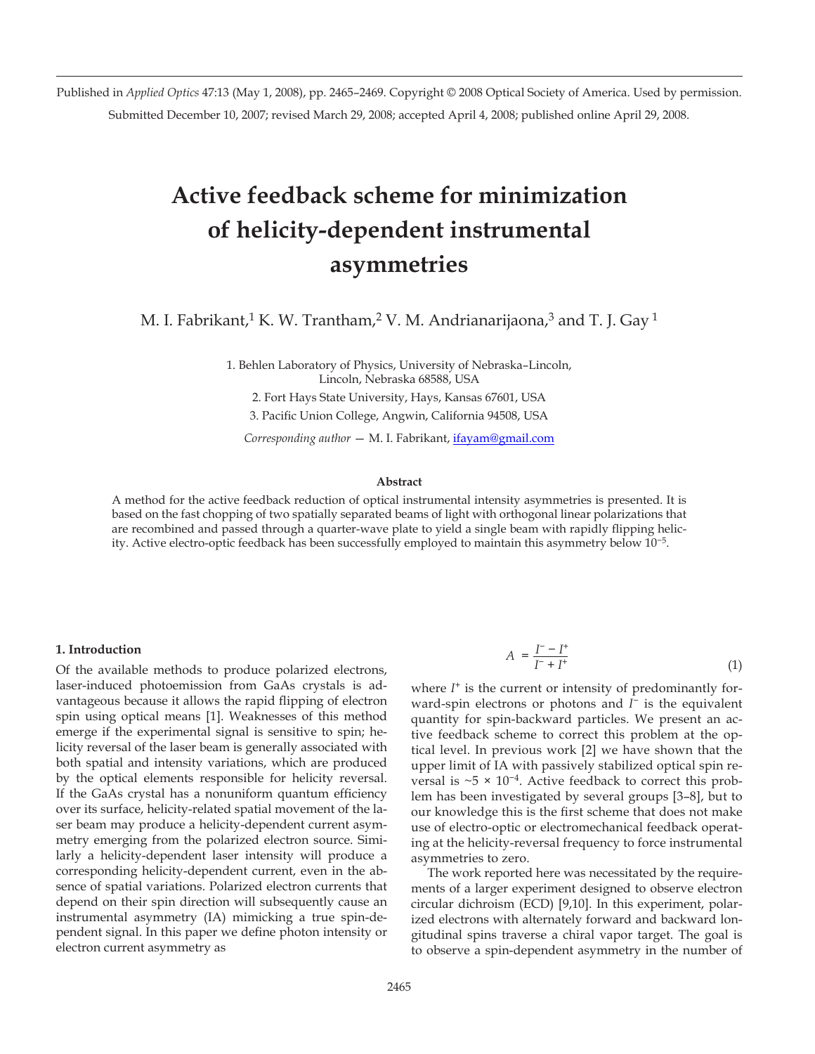Published in *Applied Optics* 47:13 (May 1, 2008), pp. 2465–2469. Copyright © 2008 Optical Society of America. Used by permission.

Submitted December 10, 2007; revised March 29, 2008; accepted April 4, 2008; published online April 29, 2008.

# Active feedback scheme for minimization of helicity-dependent instrumental asymmetries

M. I. Fabrikant,[1] K. W. Trantham,[2] V. M. Andrianarijaona,[3] and T. J. Gay [1]

1. Behlen Laboratory of Physics, University of Nebraska–Lincoln, Lincoln, Nebraska 68588, USA
2. Fort Hays State University, Hays, Kansas 67601, USA
3. Pacific Union College, Angwin, California 94508, USA

*Corresponding author* — M. I. Fabrikant, ifayam@gmail.com

**Abstract**

A method for the active feedback reduction of optical instrumental intensity asymmetries is presented. It is based on the fast chopping of two spatially separated beams of light with orthogonal linear polarizations that are recombined and passed through a quarter-wave plate to yield a single beam with rapidly flipping helicity. Active electro-optic feedback has been successfully employed to maintain this asymmetry below $10^{-5}$.

## 1. Introduction

Of the available methods to produce polarized electrons, laser-induced photoemission from GaAs crystals is advantageous because it allows the rapid flipping of electron spin using optical means [1]. Weaknesses of this method emerge if the experimental signal is sensitive to spin; helicity reversal of the laser beam is generally associated with both spatial and intensity variations, which are produced by the optical elements responsible for helicity reversal. If the GaAs crystal has a nonuniform quantum efficiency over its surface, helicity-related spatial movement of the laser beam may produce a helicity-dependent current asymmetry emerging from the polarized electron source. Similarly a helicity-dependent laser intensity will produce a corresponding helicity-dependent current, even in the absence of spatial variations. Polarized electron currents that depend on their spin direction will subsequently cause an instrumental asymmetry (IA) mimicking a true spin-dependent signal. In this paper we define photon intensity or electron current asymmetry as

$$A = \frac{I^- - I^+}{I^- + I^+} \tag{1}$$

where $I^+$ is the current or intensity of predominantly forward-spin electrons or photons and $I^-$ is the equivalent quantity for spin-backward particles. We present an active feedback scheme to correct this problem at the optical level. In previous work [2] we have shown that the upper limit of IA with passively stabilized optical spin reversal is ~$5 \times 10^{-4}$. Active feedback to correct this problem has been investigated by several groups [3–8], but to our knowledge this is the first scheme that does not make use of electro-optic or electromechanical feedback operating at the helicity-reversal frequency to force instrumental asymmetries to zero.

The work reported here was necessitated by the requirements of a larger experiment designed to observe electron circular dichroism (ECD) [9,10]. In this experiment, polarized electrons with alternately forward and backward longitudinal spins traverse a chiral vapor target. The goal is to observe a spin-dependent asymmetry in the number of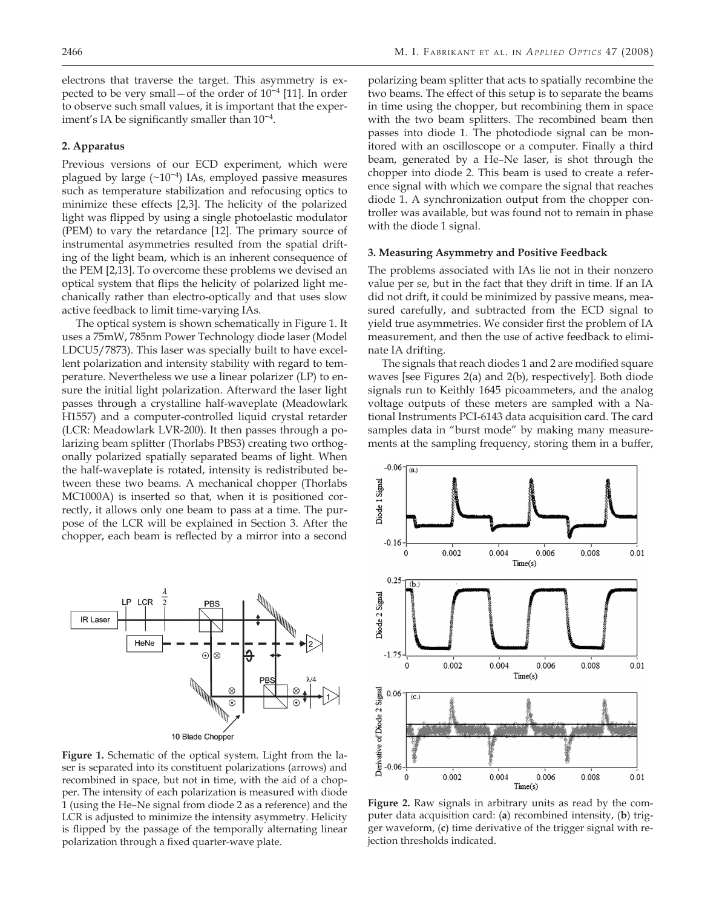electrons that traverse the target. This asymmetry is expected to be very small—of the order of $10^{-4}$ [11]. In order to observe such small values, it is important that the experiment's IA be significantly smaller than $10^{-4}$.

## 2. Apparatus

Previous versions of our ECD experiment, which were plagued by large ($\sim 10^{-4}$) IAs, employed passive measures such as temperature stabilization and refocusing optics to minimize these effects [2,3]. The helicity of the polarized light was flipped by using a single photoelastic modulator (PEM) to vary the retardance [12]. The primary source of instrumental asymmetries resulted from the spatial drifting of the light beam, which is an inherent consequence of the PEM [2,13]. To overcome these problems we devised an optical system that flips the helicity of polarized light mechanically rather than electro-optically and that uses slow active feedback to limit time-varying IAs.

The optical system is shown schematically in Figure 1. It uses a 75mW, 785nm Power Technology diode laser (Model LDCU5/7873). This laser was specially built to have excellent polarization and intensity stability with regard to temperature. Nevertheless we use a linear polarizer (LP) to ensure the initial light polarization. Afterward the laser light passes through a crystalline half-waveplate (Meadowlark H1557) and a computer-controlled liquid crystal retarder (LCR: Meadowlark LVR-200). It then passes through a polarizing beam splitter (Thorlabs PBS3) creating two orthogonally polarized spatially separated beams of light. When the half-waveplate is rotated, intensity is redistributed between these two beams. A mechanical chopper (Thorlabs MC1000A) is inserted so that, when it is positioned correctly, it allows only one beam to pass at a time. The purpose of the LCR will be explained in Section 3. After the chopper, each beam is reflected by a mirror into a second polarizing beam splitter that acts to spatially recombine the two beams. The effect of this setup is to separate the beams in time using the chopper, but recombining them in space with the two beam splitters. The recombined beam then passes into diode 1. The photodiode signal can be monitored with an oscilloscope or a computer. Finally a third beam, generated by a He–Ne laser, is shot through the chopper into diode 2. This beam is used to create a reference signal with which we compare the signal that reaches diode 1. A synchronization output from the chopper controller was available, but was found not to remain in phase with the diode 1 signal.

**Figure 1.** Schematic of the optical system. Light from the laser is separated into its constituent polarizations (arrows) and recombined in space, but not in time, with the aid of a chopper. The intensity of each polarization is measured with diode 1 (using the He–Ne signal from diode 2 as a reference) and the LCR is adjusted to minimize the intensity asymmetry. Helicity is flipped by the passage of the temporally alternating linear polarization through a fixed quarter-wave plate.

## 3. Measuring Asymmetry and Positive Feedback

The problems associated with IAs lie not in their nonzero value per se, but in the fact that they drift in time. If an IA did not drift, it could be minimized by passive means, measured carefully, and subtracted from the ECD signal to yield true asymmetries. We consider first the problem of IA measurement, and then the use of active feedback to eliminate IA drifting.

The signals that reach diodes 1 and 2 are modified square waves [see Figures 2(a) and 2(b), respectively]. Both diode signals run to Keithly 1645 picoammeters, and the analog voltage outputs of these meters are sampled with a National Instruments PCI-6143 data acquisition card. The card samples data in "burst mode" by making many measurements at the sampling frequency, storing them in a buffer,

**Figure 2.** Raw signals in arbitrary units as read by the computer data acquisition card: (**a**) recombined intensity, (**b**) trigger waveform, (**c**) time derivative of the trigger signal with rejection thresholds indicated.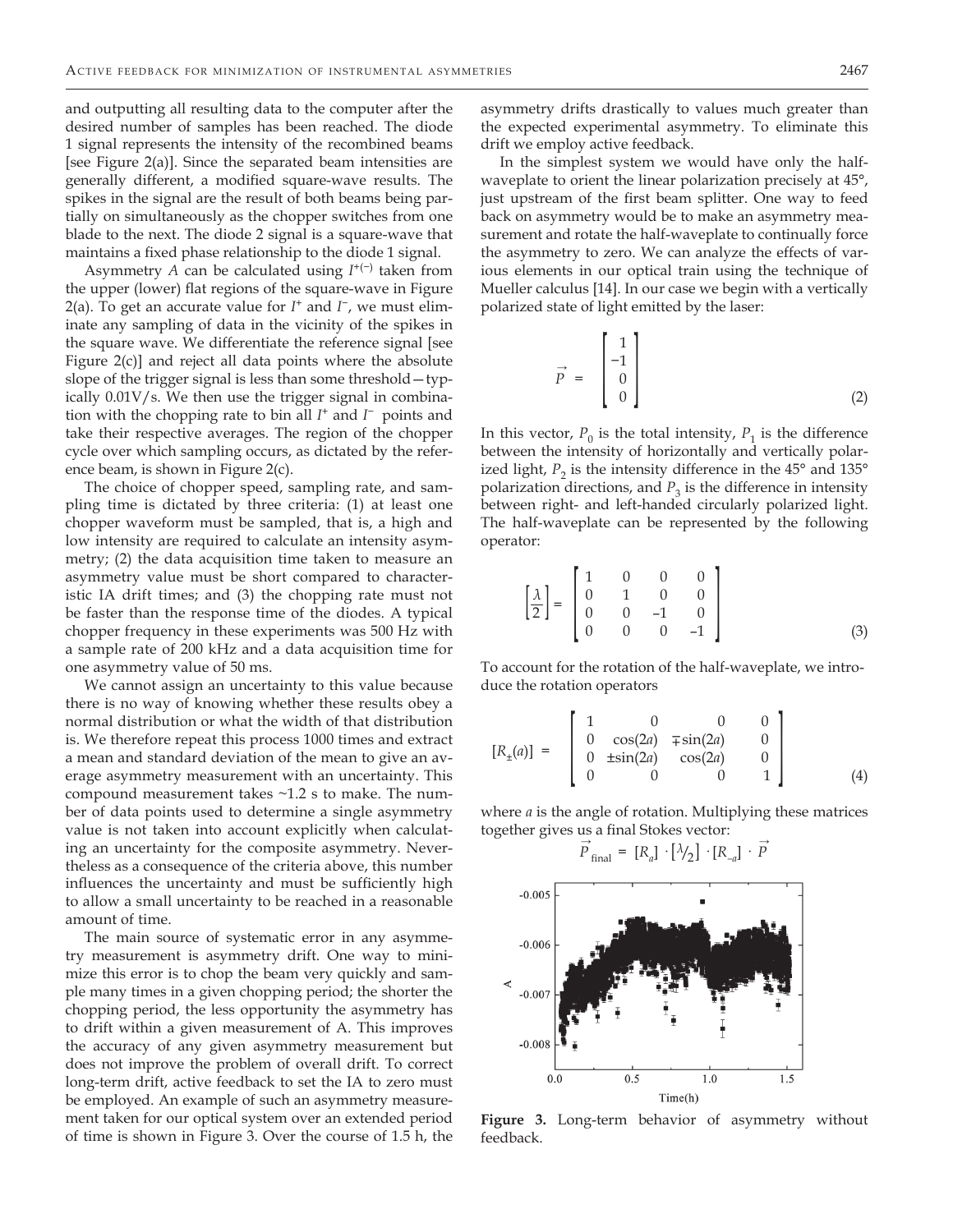and outputting all resulting data to the computer after the desired number of samples has been reached. The diode 1 signal represents the intensity of the recombined beams [see Figure 2(a)]. Since the separated beam intensities are generally different, a modified square-wave results. The spikes in the signal are the result of both beams being partially on simultaneously as the chopper switches from one blade to the next. The diode 2 signal is a square-wave that maintains a fixed phase relationship to the diode 1 signal.

Asymmetry $A$ can be calculated using $I^{+(-)}$ taken from the upper (lower) flat regions of the square-wave in Figure 2(a). To get an accurate value for $I^+$ and $I^-$, we must eliminate any sampling of data in the vicinity of the spikes in the square wave. We differentiate the reference signal [see Figure 2(c)] and reject all data points where the absolute slope of the trigger signal is less than some threshold—typically 0.01V/s. We then use the trigger signal in combination with the chopping rate to bin all $I^+$ and $I^-$ points and take their respective averages. The region of the chopper cycle over which sampling occurs, as dictated by the reference beam, is shown in Figure 2(c).

The choice of chopper speed, sampling rate, and sampling time is dictated by three criteria: (1) at least one chopper waveform must be sampled, that is, a high and low intensity are required to calculate an intensity asymmetry; (2) the data acquisition time taken to measure an asymmetry value must be short compared to characteristic IA drift times; and (3) the chopping rate must not be faster than the response time of the diodes. A typical chopper frequency in these experiments was 500 Hz with a sample rate of 200 kHz and a data acquisition time for one asymmetry value of 50 ms.

We cannot assign an uncertainty to this value because there is no way of knowing whether these results obey a normal distribution or what the width of that distribution is. We therefore repeat this process 1000 times and extract a mean and standard deviation of the mean to give an average asymmetry measurement with an uncertainty. This compound measurement takes ~1.2 s to make. The number of data points used to determine a single asymmetry value is not taken into account explicitly when calculating an uncertainty for the composite asymmetry. Nevertheless as a consequence of the criteria above, this number influences the uncertainty and must be sufficiently high to allow a small uncertainty to be reached in a reasonable amount of time.

The main source of systematic error in any asymmetry measurement is asymmetry drift. One way to minimize this error is to chop the beam very quickly and sample many times in a given chopping period; the shorter the chopping period, the less opportunity the asymmetry has to drift within a given measurement of A. This improves the accuracy of any given asymmetry measurement but does not improve the problem of overall drift. To correct long-term drift, active feedback to set the IA to zero must be employed. An example of such an asymmetry measurement taken for our optical system over an extended period of time is shown in Figure 3. Over the course of 1.5 h, the asymmetry drifts drastically to values much greater than the expected experimental asymmetry. To eliminate this drift we employ active feedback.

In the simplest system we would have only the half-waveplate to orient the linear polarization precisely at 45°, just upstream of the first beam splitter. One way to feed back on asymmetry would be to make an asymmetry measurement and rotate the half-waveplate to continually force the asymmetry to zero. We can analyze the effects of various elements in our optical train using the technique of Mueller calculus [14]. In our case we begin with a vertically polarized state of light emitted by the laser:

$$\vec{P} = \begin{bmatrix} 1 \\ -1 \\ 0 \\ 0 \end{bmatrix} \tag{2}$$

In this vector, $P_0$ is the total intensity, $P_1$ is the difference between the intensity of horizontally and vertically polarized light, $P_2$ is the intensity difference in the 45° and 135° polarization directions, and $P_3$ is the difference in intensity between right- and left-handed circularly polarized light. The half-waveplate can be represented by the following operator:

$$\left[\frac{\lambda}{2}\right] = \begin{bmatrix} 1 & 0 & 0 & 0 \\ 0 & 1 & 0 & 0 \\ 0 & 0 & -1 & 0 \\ 0 & 0 & 0 & -1 \end{bmatrix} \tag{3}$$

To account for the rotation of the half-waveplate, we introduce the rotation operators

$$[R_{\pm}(a)] = \begin{bmatrix} 1 & 0 & 0 & 0 \\ 0 & \cos(2a) & \mp\sin(2a) & 0 \\ 0 & \pm\sin(2a) & \cos(2a) & 0 \\ 0 & 0 & 0 & 1 \end{bmatrix} \tag{4}$$

where $a$ is the angle of rotation. Multiplying these matrices together gives us a final Stokes vector:

$$\vec{P}_{\text{final}} = [R_a] \cdot [\lambda/2] \cdot [R_{-a}] \cdot \vec{P}$$

**Figure 3.** Long-term behavior of asymmetry without feedback.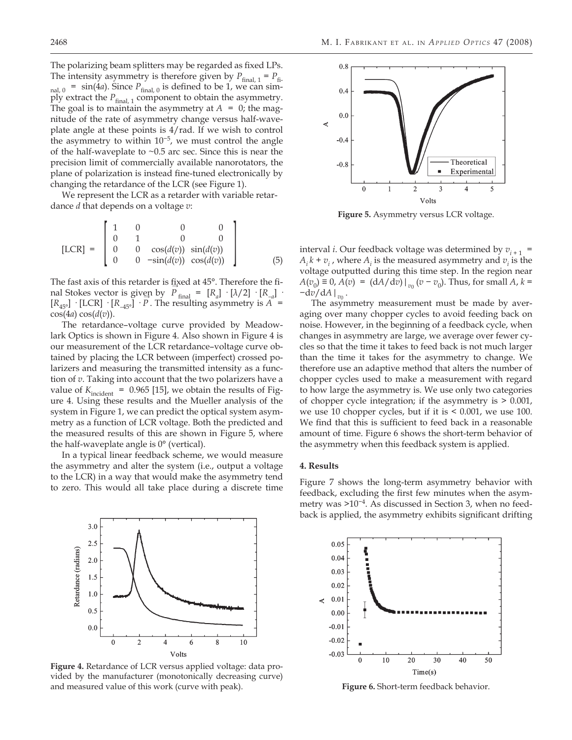The polarizing beam splitters may be regarded as fixed LPs. The intensity asymmetry is therefore given by $P_{\text{final},1} = P_{\text{final},0} = \sin(4a)$. Since $P_{\text{final},0}$ is defined to be 1, we can simply extract the $P_{\text{final},1}$ component to obtain the asymmetry. The goal is to maintain the asymmetry at $A = 0$; the magnitude of the rate of asymmetry change versus half-waveplate angle at these points is 4/rad. If we wish to control the asymmetry to within $10^{-5}$, we must control the angle of the half-waveplate to ~0.5 arc sec. Since this is near the precision limit of commercially available nanorotators, the plane of polarization is instead fine-tuned electronically by changing the retardance of the LCR (see Figure 1).

We represent the LCR as a retarder with variable retardance $d$ that depends on a voltage $v$:

$$[\text{LCR}] = \begin{bmatrix} 1 & 0 & 0 & 0 \\ 0 & 1 & 0 & 0 \\ 0 & 0 & \cos(d(v)) & \sin(d(v)) \\ 0 & 0 & -\sin(d(v)) & \cos(d(v)) \end{bmatrix} \tag{5}$$

The fast axis of this retarder is fixed at 45°. Therefore the final Stokes vector is given by $\vec{P}_{\text{final}} = [R_a] \cdot [\lambda/2] \cdot [R_{-a}] \cdot [R_{45°}] \cdot [\text{LCR}] \cdot [R_{-45°}] \cdot \vec{P}$. The resulting asymmetry is $A = \cos(4a)\cos(d(v))$.

The retardance–voltage curve provided by Meadowlark Optics is shown in Figure 4. Also shown in Figure 4 is our measurement of the LCR retardance–voltage curve obtained by placing the LCR between (imperfect) crossed polarizers and measuring the transmitted intensity as a function of $v$. Taking into account that the two polarizers have a value of $K_{\text{incident}} = 0.965$ [15], we obtain the results of Figure 4. Using these results and the Mueller analysis of the system in Figure 1, we can predict the optical system asymmetry as a function of LCR voltage. Both the predicted and the measured results of this are shown in Figure 5, where the half-waveplate angle is 0° (vertical).

In a typical linear feedback scheme, we would measure the asymmetry and alter the system (i.e., output a voltage to the LCR) in a way that would make the asymmetry tend to zero. This would all take place during a discrete time interval $i$. Our feedback voltage was determined by $v_{i+1} = A_i k + v_i$, where $A_i$ is the measured asymmetry and $v_i$ is the voltage outputted during this time step. In the region near $A(v_0) \equiv 0$, $A(v) = (\mathrm{d}A/\mathrm{d}v)|_{v_0}(v - v_0)$. Thus, for small $A$, $k = -\mathrm{d}v/\mathrm{d}A|_{v_0}$.

Figure 4. Retardance of LCR versus applied voltage: data provided by the manufacturer (monotonically decreasing curve) and measured value of this work (curve with peak).

Figure 5. Asymmetry versus LCR voltage.

The asymmetry measurement must be made by averaging over many chopper cycles to avoid feeding back on noise. However, in the beginning of a feedback cycle, when changes in asymmetry are large, we average over fewer cycles so that the time it takes to feed back is not much larger than the time it takes for the asymmetry to change. We therefore use an adaptive method that alters the number of chopper cycles used to make a measurement with regard to how large the asymmetry is. We use only two categories of chopper cycle integration; if the asymmetry is > 0.001, we use 10 chopper cycles, but if it is < 0.001, we use 100. We find that this is sufficient to feed back in a reasonable amount of time. Figure 6 shows the short-term behavior of the asymmetry when this feedback system is applied.

## 4. Results

Figure 7 shows the long-term asymmetry behavior with feedback, excluding the first few minutes when the asymmetry was $>10^{-4}$. As discussed in Section 3, when no feedback is applied, the asymmetry exhibits significant drifting

Figure 6. Short-term feedback behavior.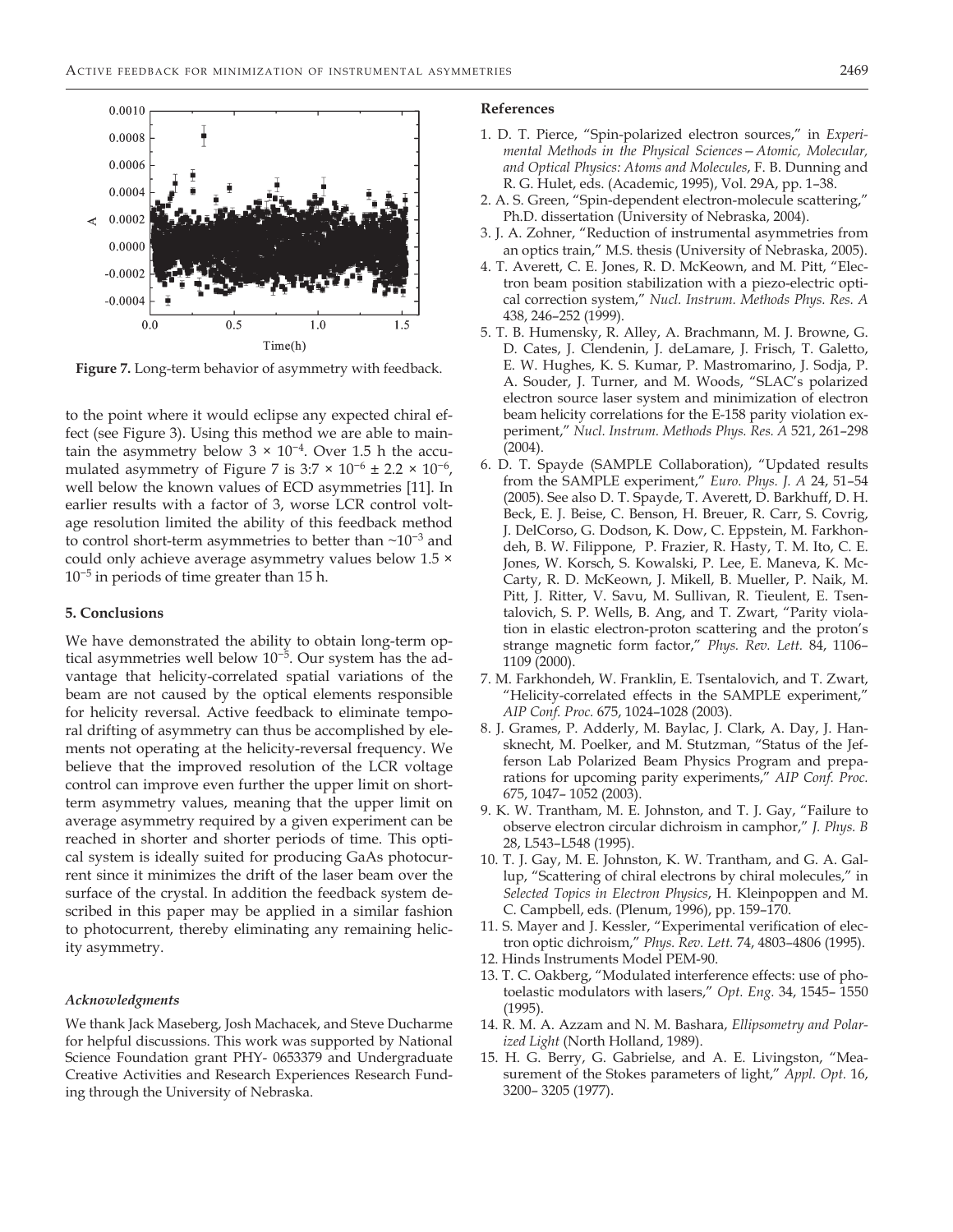0.0010
0.0008
0.0006
0.0004
0.0002
0.0000
-0.0002
-0.0004
A
0.0
0.5
1.0
1.5
Time(h)

**Figure 7.** Long-term behavior of asymmetry with feedback.

to the point where it would eclipse any expected chiral effect (see Figure 3). Using this method we are able to maintain the asymmetry below $3 \times 10^{-4}$. Over 1.5 h the accumulated asymmetry of Figure 7 is $3{:}7 \times 10^{-6} \pm 2.2 \times 10^{-6}$, well below the known values of ECD asymmetries [11]. In earlier results with a factor of 3, worse LCR control voltage resolution limited the ability of this feedback method to control short-term asymmetries to better than $\sim 10^{-3}$ and could only achieve average asymmetry values below $1.5 \times 10^{-5}$ in periods of time greater than 15 h.

## 5. Conclusions

We have demonstrated the ability to obtain long-term optical asymmetries well below $10^{-5}$. Our system has the advantage that helicity-correlated spatial variations of the beam are not caused by the optical elements responsible for helicity reversal. Active feedback to eliminate temporal drifting of asymmetry can thus be accomplished by elements not operating at the helicity-reversal frequency. We believe that the improved resolution of the LCR voltage control can improve even further the upper limit on short-term asymmetry values, meaning that the upper limit on average asymmetry required by a given experiment can be reached in shorter and shorter periods of time. This optical system is ideally suited for producing GaAs photocurrent since it minimizes the drift of the laser beam over the surface of the crystal. In addition the feedback system described in this paper may be applied in a similar fashion to photocurrent, thereby eliminating any remaining helicity asymmetry.

### *Acknowledgments*

We thank Jack Maseberg, Josh Machacek, and Steve Ducharme for helpful discussions. This work was supported by National Science Foundation grant PHY- 0653379 and Undergraduate Creative Activities and Research Experiences Research Funding through the University of Nebraska.

## References

1. D. T. Pierce, "Spin-polarized electron sources," in *Experimental Methods in the Physical Sciences—Atomic, Molecular, and Optical Physics: Atoms and Molecules*, F. B. Dunning and R. G. Hulet, eds. (Academic, 1995), Vol. 29A, pp. 1–38.
2. A. S. Green, "Spin-dependent electron-molecule scattering," Ph.D. dissertation (University of Nebraska, 2004).
3. J. A. Zohner, "Reduction of instrumental asymmetries from an optics train," M.S. thesis (University of Nebraska, 2005).
4. T. Averett, C. E. Jones, R. D. McKeown, and M. Pitt, "Electron beam position stabilization with a piezo-electric optical correction system," *Nucl. Instrum. Methods Phys. Res. A* 438, 246–252 (1999).
5. T. B. Humensky, R. Alley, A. Brachmann, M. J. Browne, G. D. Cates, J. Clendenin, J. deLamare, J. Frisch, T. Galetto, E. W. Hughes, K. S. Kumar, P. Mastromarino, J. Sodja, P. A. Souder, J. Turner, and M. Woods, "SLAC's polarized electron source laser system and minimization of electron beam helicity correlations for the E-158 parity violation experiment," *Nucl. Instrum. Methods Phys. Res. A* 521, 261–298 (2004).
6. D. T. Spayde (SAMPLE Collaboration), "Updated results from the SAMPLE experiment," *Euro. Phys. J. A* 24, 51–54 (2005). See also D. T. Spayde, T. Averett, D. Barkhuff, D. H. Beck, E. J. Beise, C. Benson, H. Breuer, R. Carr, S. Covrig, J. DelCorso, G. Dodson, K. Dow, C. Eppstein, M. Farkhondeh, B. W. Filippone, P. Frazier, R. Hasty, T. M. Ito, C. E. Jones, W. Korsch, S. Kowalski, P. Lee, E. Maneva, K. McCarty, R. D. McKeown, J. Mikell, B. Mueller, P. Naik, M. Pitt, J. Ritter, V. Savu, M. Sullivan, R. Tieulent, E. Tsentalovich, S. P. Wells, B. Ang, and T. Zwart, "Parity violation in elastic electron-proton scattering and the proton's strange magnetic form factor," *Phys. Rev. Lett.* 84, 1106–1109 (2000).
7. M. Farkhondeh, W. Franklin, E. Tsentalovich, and T. Zwart, "Helicity-correlated effects in the SAMPLE experiment," *AIP Conf. Proc.* 675, 1024–1028 (2003).
8. J. Grames, P. Adderly, M. Baylac, J. Clark, A. Day, J. Hansknecht, M. Poelker, and M. Stutzman, "Status of the Jefferson Lab Polarized Beam Physics Program and preparations for upcoming parity experiments," *AIP Conf. Proc.* 675, 1047– 1052 (2003).
9. K. W. Trantham, M. E. Johnston, and T. J. Gay, "Failure to observe electron circular dichroism in camphor," *J. Phys. B* 28, L543–L548 (1995).
10. T. J. Gay, M. E. Johnston, K. W. Trantham, and G. A. Gallup, "Scattering of chiral electrons by chiral molecules," in *Selected Topics in Electron Physics*, H. Kleinpoppen and M. C. Campbell, eds. (Plenum, 1996), pp. 159–170.
11. S. Mayer and J. Kessler, "Experimental verification of electron optic dichroism," *Phys. Rev. Lett.* 74, 4803–4806 (1995).
12. Hinds Instruments Model PEM-90.
13. T. C. Oakberg, "Modulated interference effects: use of photoelastic modulators with lasers," *Opt. Eng.* 34, 1545– 1550 (1995).
14. R. M. A. Azzam and N. M. Bashara, *Ellipsometry and Polarized Light* (North Holland, 1989).
15. H. G. Berry, G. Gabrielse, and A. E. Livingston, "Measurement of the Stokes parameters of light," *Appl. Opt.* 16, 3200– 3205 (1977).